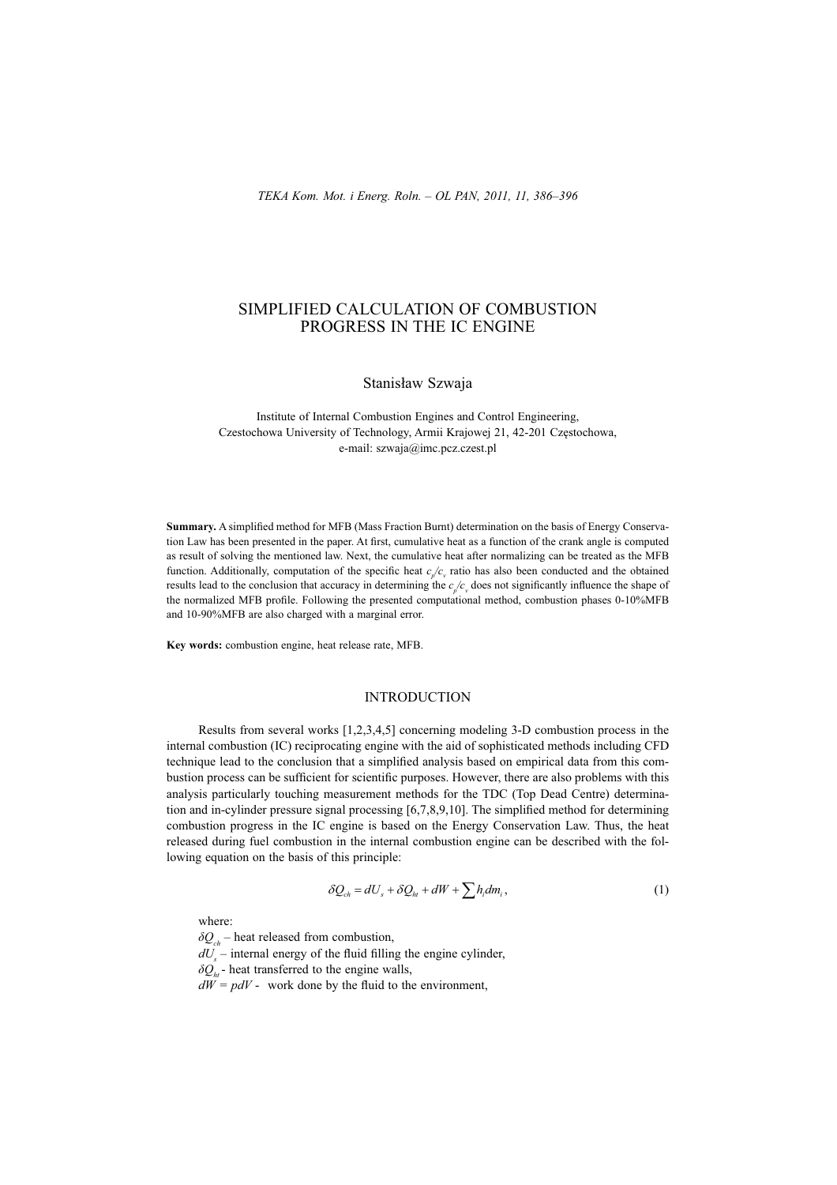# SIMPLIFIED CALCULATION OF COMBUSTION PROGRESS IN THE IC ENGINE

Stanisław Szwaja

Institute of Internal Combustion Engines and Control Engineering,
Czestochowa University of Technology, Armii Krajowej 21, 42-201 Częstochowa,
e-mail: szwaja@imc.pcz.czest.pl

**Summary.** A simplified method for MFB (Mass Fraction Burnt) determination on the basis of Energy Conservation Law has been presented in the paper. At first, cumulative heat as a function of the crank angle is computed as result of solving the mentioned law. Next, the cumulative heat after normalizing can be treated as the MFB function. Additionally, computation of the specific heat $c_p/c_v$ ratio has also been conducted and the obtained results lead to the conclusion that accuracy in determining the $c_p/c_v$ does not significantly influence the shape of the normalized MFB profile. Following the presented computational method, combustion phases 0-10%MFB and 10-90%MFB are also charged with a marginal error.

**Key words:** combustion engine, heat release rate, MFB.

## INTRODUCTION

Results from several works [1,2,3,4,5] concerning modeling 3-D combustion process in the internal combustion (IC) reciprocating engine with the aid of sophisticated methods including CFD technique lead to the conclusion that a simplified analysis based on empirical data from this combustion process can be sufficient for scientific purposes. However, there are also problems with this analysis particularly touching measurement methods for the TDC (Top Dead Centre) determination and in-cylinder pressure signal processing [6,7,8,9,10]. The simplified method for determining combustion progress in the IC engine is based on the Energy Conservation Law. Thus, the heat released during fuel combustion in the internal combustion engine can be described with the following equation on the basis of this principle:

$$\delta Q_{ch} = dU_s + \delta Q_{ht} + dW + \sum h_i dm_i, \tag{1}$$

where:

$\delta Q_{ch}$ – heat released from combustion,

$dU_s$ – internal energy of the fluid filling the engine cylinder,

$\delta Q_{ht}$ - heat transferred to the engine walls,

$dW = pdV$ - work done by the fluid to the environment,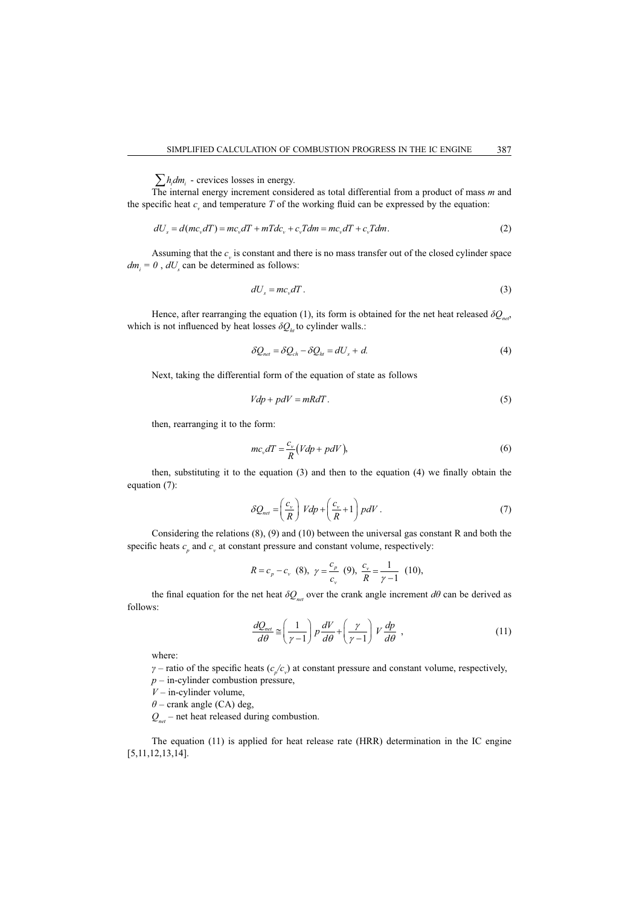$\sum h_i dm_i$ - crevices losses in energy.

The internal energy increment considered as total differential from a product of mass $m$ and the specific heat $c_v$ and temperature $T$ of the working fluid can be expressed by the equation:

$$dU_s = d(mc_v dT) = mc_v dT + mTdc_v + c_v Tdm = mc_v dT + c_v Tdm. \tag{2}$$

Assuming that the $c_v$ is constant and there is no mass transfer out of the closed cylinder space $dm_i = 0$ , $dU_s$ can be determined as follows:

$$dU_s = mc_v dT. \tag{3}$$

Hence, after rearranging the equation (1), its form is obtained for the net heat released $\delta Q_{net}$, which is not influenced by heat losses $\delta Q_{ht}$ to cylinder walls.:

$$\delta Q_{net} = \delta Q_{ch} - \delta Q_{ht} = dU_s + d. \tag{4}$$

Next, taking the differential form of the equation of state as follows

$$Vdp + pdV = mRdT. \tag{5}$$

then, rearranging it to the form:

$$mc_v dT = \frac{c_v}{R}\left(Vdp + pdV\right), \tag{6}$$

then, substituting it to the equation (3) and then to the equation (4) we finally obtain the equation (7):

$$\delta Q_{net} = \left(\frac{c_v}{R}\right) Vdp + \left(\frac{c_v}{R} + 1\right) pdV. \tag{7}$$

Considering the relations (8), (9) and (10) between the universal gas constant R and both the specific heats $c_p$ and $c_v$ at constant pressure and constant volume, respectively:

$$R = c_p - c_v \ \ (8), \ \ \gamma = \frac{c_p}{c_v} \ \ (9), \ \ \frac{c_v}{R} = \frac{1}{\gamma - 1} \ \ (10),$$

the final equation for the net heat $\delta Q_{net}$ over the crank angle increment $d\theta$ can be derived as follows:

$$\frac{dQ_{net}}{d\theta} \cong \left(\frac{1}{\gamma - 1}\right) p\frac{dV}{d\theta} + \left(\frac{\gamma}{\gamma - 1}\right) V\frac{dp}{d\theta}, \tag{11}$$

where:

$\gamma$ – ratio of the specific heats ($c_p/c_v$) at constant pressure and constant volume, respectively,

$p$ – in-cylinder combustion pressure,

$V$ – in-cylinder volume,

$\theta$ – crank angle (CA) deg,

$Q_{net}$ – net heat released during combustion.

The equation (11) is applied for heat release rate (HRR) determination in the IC engine [5,11,12,13,14].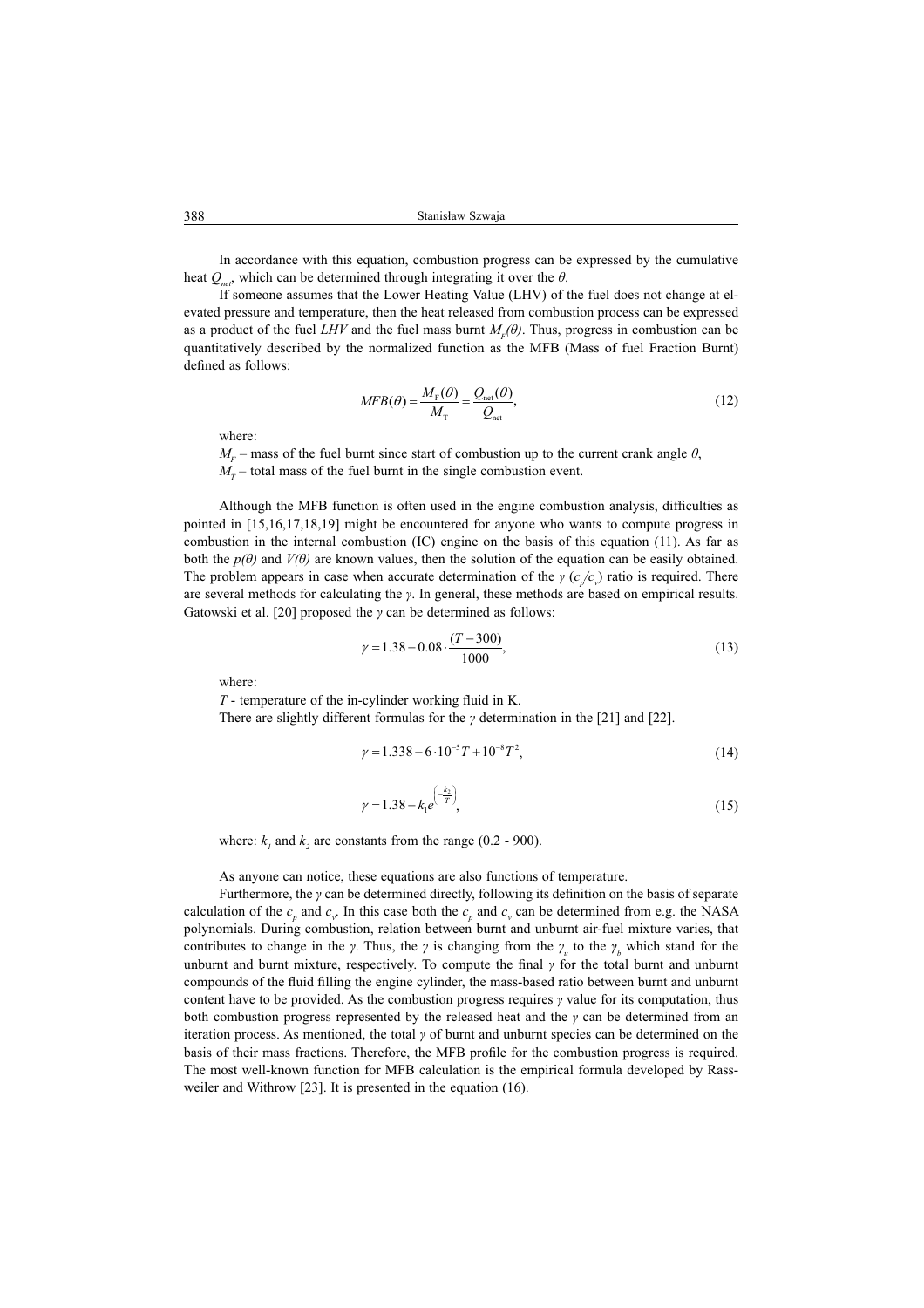In accordance with this equation, combustion progress can be expressed by the cumulative heat $Q_{net}$, which can be determined through integrating it over the $\theta$.

If someone assumes that the Lower Heating Value (LHV) of the fuel does not change at elevated pressure and temperature, then the heat released from combustion process can be expressed as a product of the fuel *LHV* and the fuel mass burnt $M_F(\theta)$. Thus, progress in combustion can be quantitatively described by the normalized function as the MFB (Mass of fuel Fraction Burnt) defined as follows:

$$MFB(\theta) = \frac{M_F(\theta)}{M_T} = \frac{Q_{net}(\theta)}{Q_{net}}, \tag{12}$$

where:

$M_F$ – mass of the fuel burnt since start of combustion up to the current crank angle $\theta$,
$M_T$ – total mass of the fuel burnt in the single combustion event.

Although the MFB function is often used in the engine combustion analysis, difficulties as pointed in [15,16,17,18,19] might be encountered for anyone who wants to compute progress in combustion in the internal combustion (IC) engine on the basis of this equation (11). As far as both the $p(\theta)$ and $V(\theta)$ are known values, then the solution of the equation can be easily obtained. The problem appears in case when accurate determination of the $\gamma$ ($c_p/c_v$) ratio is required. There are several methods for calculating the $\gamma$. In general, these methods are based on empirical results. Gatowski et al. [20] proposed the $\gamma$ can be determined as follows:

$$\gamma = 1.38 - 0.08 \cdot \frac{(T - 300)}{1000}, \tag{13}$$

where:

$T$ - temperature of the in-cylinder working fluid in K.

There are slightly different formulas for the $\gamma$ determination in the [21] and [22].

$$\gamma = 1.338 - 6 \cdot 10^{-5} T + 10^{-8} T^2, \tag{14}$$

$$\gamma = 1.38 - k_1 e^{\left(-\frac{k_2}{T}\right)}, \tag{15}$$

where: $k_1$ and $k_2$ are constants from the range (0.2 - 900).

As anyone can notice, these equations are also functions of temperature.

Furthermore, the $\gamma$ can be determined directly, following its definition on the basis of separate calculation of the $c_p$ and $c_v$. In this case both the $c_p$ and $c_v$ can be determined from e.g. the NASA polynomials. During combustion, relation between burnt and unburnt air-fuel mixture varies, that contributes to change in the $\gamma$. Thus, the $\gamma$ is changing from the $\gamma_u$ to the $\gamma_b$ which stand for the unburnt and burnt mixture, respectively. To compute the final $\gamma$ for the total burnt and unburnt compounds of the fluid filling the engine cylinder, the mass-based ratio between burnt and unburnt content have to be provided. As the combustion progress requires $\gamma$ value for its computation, thus both combustion progress represented by the released heat and the $\gamma$ can be determined from an iteration process. As mentioned, the total $\gamma$ of burnt and unburnt species can be determined on the basis of their mass fractions. Therefore, the MFB profile for the combustion progress is required. The most well-known function for MFB calculation is the empirical formula developed by Rassweiler and Withrow [23]. It is presented in the equation (16).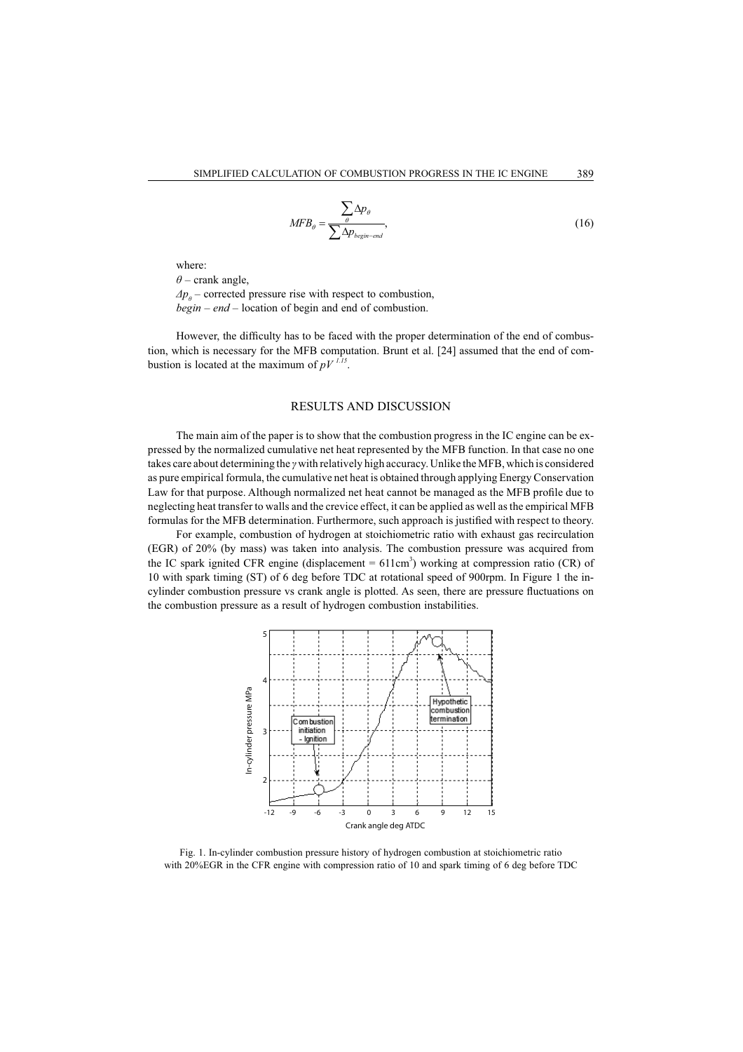$$MFB_\theta = \frac{\sum_\theta \Delta p_\theta}{\sum \Delta p_{begin-end}}, \tag{16}$$

where:

$\theta$ – crank angle,

$\Delta p_\theta$ – corrected pressure rise with respect to combustion,

*begin – end* – location of begin and end of combustion.

However, the difficulty has to be faced with the proper determination of the end of combustion, which is necessary for the MFB computation. Brunt et al. [24] assumed that the end of combustion is located at the maximum of $pV^{1.15}$.

## RESULTS AND DISCUSSION

The main aim of the paper is to show that the combustion progress in the IC engine can be expressed by the normalized cumulative net heat represented by the MFB function. In that case no one takes care about determining the $\gamma$ with relatively high accuracy. Unlike the MFB, which is considered as pure empirical formula, the cumulative net heat is obtained through applying Energy Conservation Law for that purpose. Although normalized net heat cannot be managed as the MFB profile due to neglecting heat transfer to walls and the crevice effect, it can be applied as well as the empirical MFB formulas for the MFB determination. Furthermore, such approach is justified with respect to theory.

For example, combustion of hydrogen at stoichiometric ratio with exhaust gas recirculation (EGR) of 20% (by mass) was taken into analysis. The combustion pressure was acquired from the IC spark ignited CFR engine (displacement = 611cm$^3$) working at compression ratio (CR) of 10 with spark timing (ST) of 6 deg before TDC at rotational speed of 900rpm. In Figure 1 the in-cylinder combustion pressure vs crank angle is plotted. As seen, there are pressure fluctuations on the combustion pressure as a result of hydrogen combustion instabilities.

Fig. 1. In-cylinder combustion pressure history of hydrogen combustion at stoichiometric ratio with 20%EGR in the CFR engine with compression ratio of 10 and spark timing of 6 deg before TDC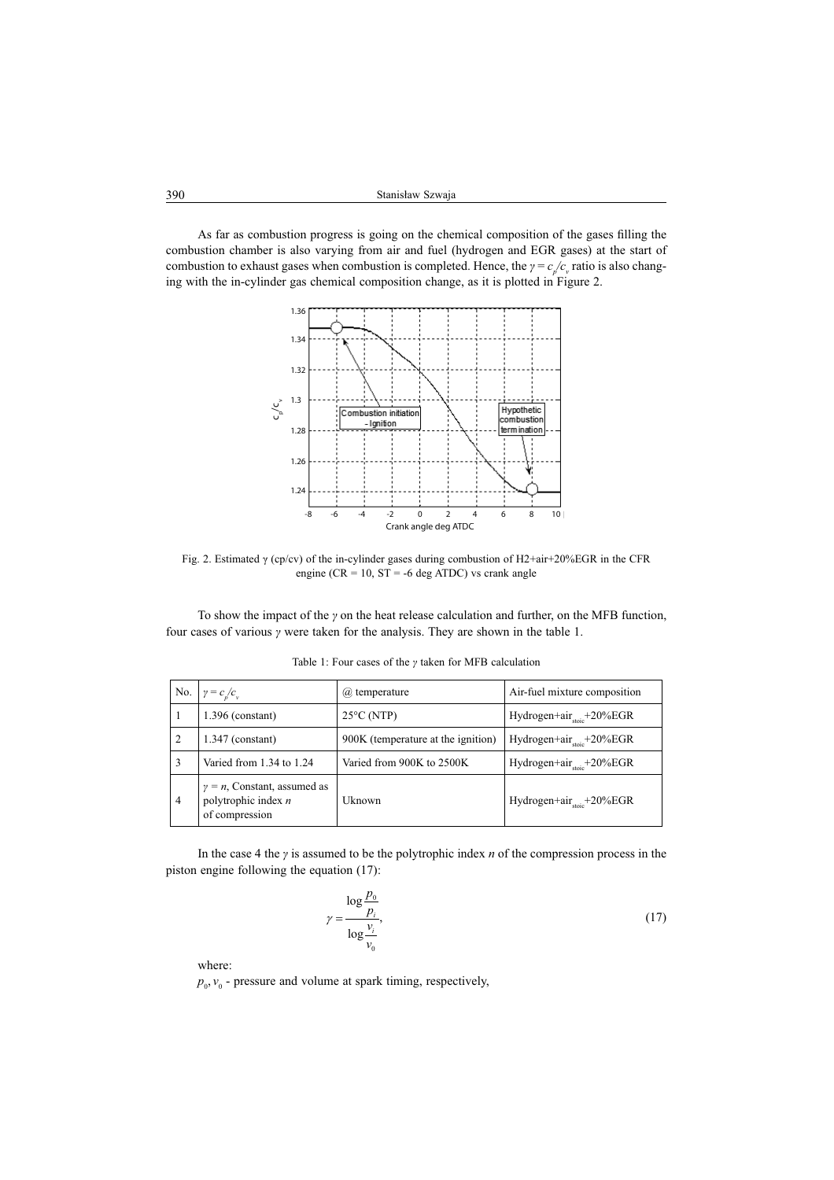As far as combustion progress is going on the chemical composition of the gases filling the combustion chamber is also varying from air and fuel (hydrogen and EGR gases) at the start of combustion to exhaust gases when combustion is completed. Hence, the $\gamma = c_p/c_v$ ratio is also changing with the in-cylinder gas chemical composition change, as it is plotted in Figure 2.

Fig. 2. Estimated γ (cp/cv) of the in-cylinder gases during combustion of H2+air+20%EGR in the CFR engine (CR = 10, ST = -6 deg ATDC) vs crank angle

To show the impact of the $\gamma$ on the heat release calculation and further, on the MFB function, four cases of various $\gamma$ were taken for the analysis. They are shown in the table 1.

Table 1: Four cases of the $\gamma$ taken for MFB calculation

| No. | $\gamma = c_p/c_v$ | @ temperature | Air-fuel mixture composition |
|---|---|---|---|
| 1 | 1.396 (constant) | 25°C (NTP) | Hydrogen+air$_{stoic}$+20%EGR |
| 2 | 1.347 (constant) | 900K (temperature at the ignition) | Hydrogen+air$_{stoic}$+20%EGR |
| 3 | Varied from 1.34 to 1.24 | Varied from 900K to 2500K | Hydrogen+air$_{stoic}$+20%EGR |
| 4 | $\gamma = n$, Constant, assumed as polytrophic index $n$ of compression | Uknown | Hydrogen+air$_{stoic}$+20%EGR |

In the case 4 the $\gamma$ is assumed to be the polytrophic index $n$ of the compression process in the piston engine following the equation (17):

$$\gamma = \frac{\log \dfrac{p_0}{p_i}}{\log \dfrac{v_i}{v_0}}, \tag{17}$$

where:

$p_0, v_0$ - pressure and volume at spark timing, respectively,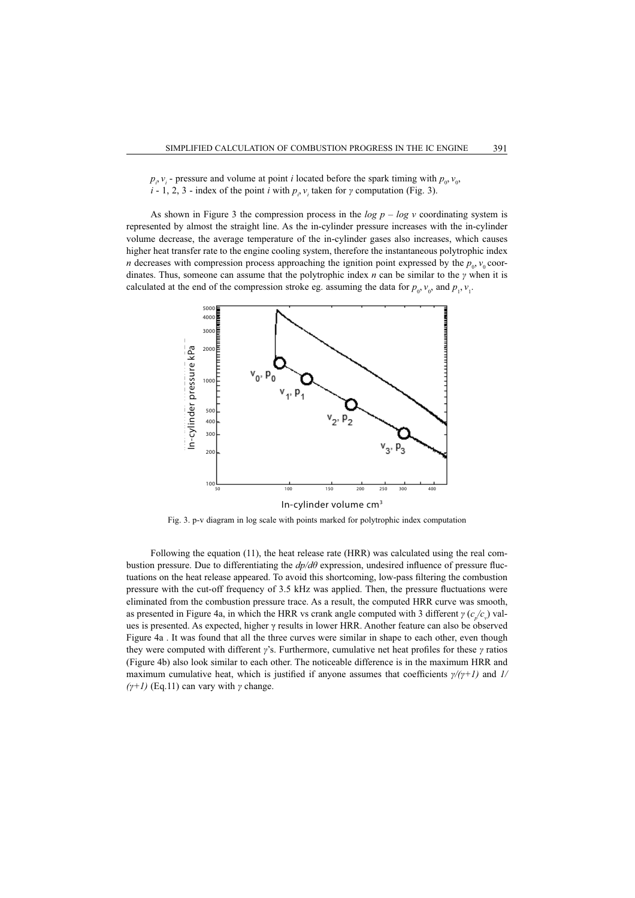$p_i, v_i$ - pressure and volume at point *i* located before the spark timing with $p_0, v_0$,
*i* - 1, 2, 3 - index of the point *i* with $p_i, v_i$ taken for $\gamma$ computation (Fig. 3).

As shown in Figure 3 the compression process in the *log p – log v* coordinating system is represented by almost the straight line. As the in-cylinder pressure increases with the in-cylinder volume decrease, the average temperature of the in-cylinder gases also increases, which causes higher heat transfer rate to the engine cooling system, therefore the instantaneous polytrophic index *n* decreases with compression process approaching the ignition point expressed by the $p_0, v_0$ coordinates. Thus, someone can assume that the polytrophic index *n* can be similar to the $\gamma$ when it is calculated at the end of the compression stroke eg. assuming the data for $p_0, v_0$, and $p_1, v_1$.

Fig. 3. p-v diagram in log scale with points marked for polytrophic index computation

Following the equation (11), the heat release rate (HRR) was calculated using the real combustion pressure. Due to differentiating the $dp/d\theta$ expression, undesired influence of pressure fluctuations on the heat release appeared. To avoid this shortcoming, low-pass filtering the combustion pressure with the cut-off frequency of 3.5 kHz was applied. Then, the pressure fluctuations were eliminated from the combustion pressure trace. As a result, the computed HRR curve was smooth, as presented in Figure 4a, in which the HRR vs crank angle computed with 3 different $\gamma$ ($c_p/c_v$) values is presented. As expected, higher γ results in lower HRR. Another feature can also be observed Figure 4a . It was found that all the three curves were similar in shape to each other, even though they were computed with different $\gamma$'s. Furthermore, cumulative net heat profiles for these $\gamma$ ratios (Figure 4b) also look similar to each other. The noticeable difference is in the maximum HRR and maximum cumulative heat, which is justified if anyone assumes that coefficients $\gamma/(\gamma+1)$ and $1/(\gamma+1)$ (Eq.11) can vary with $\gamma$ change.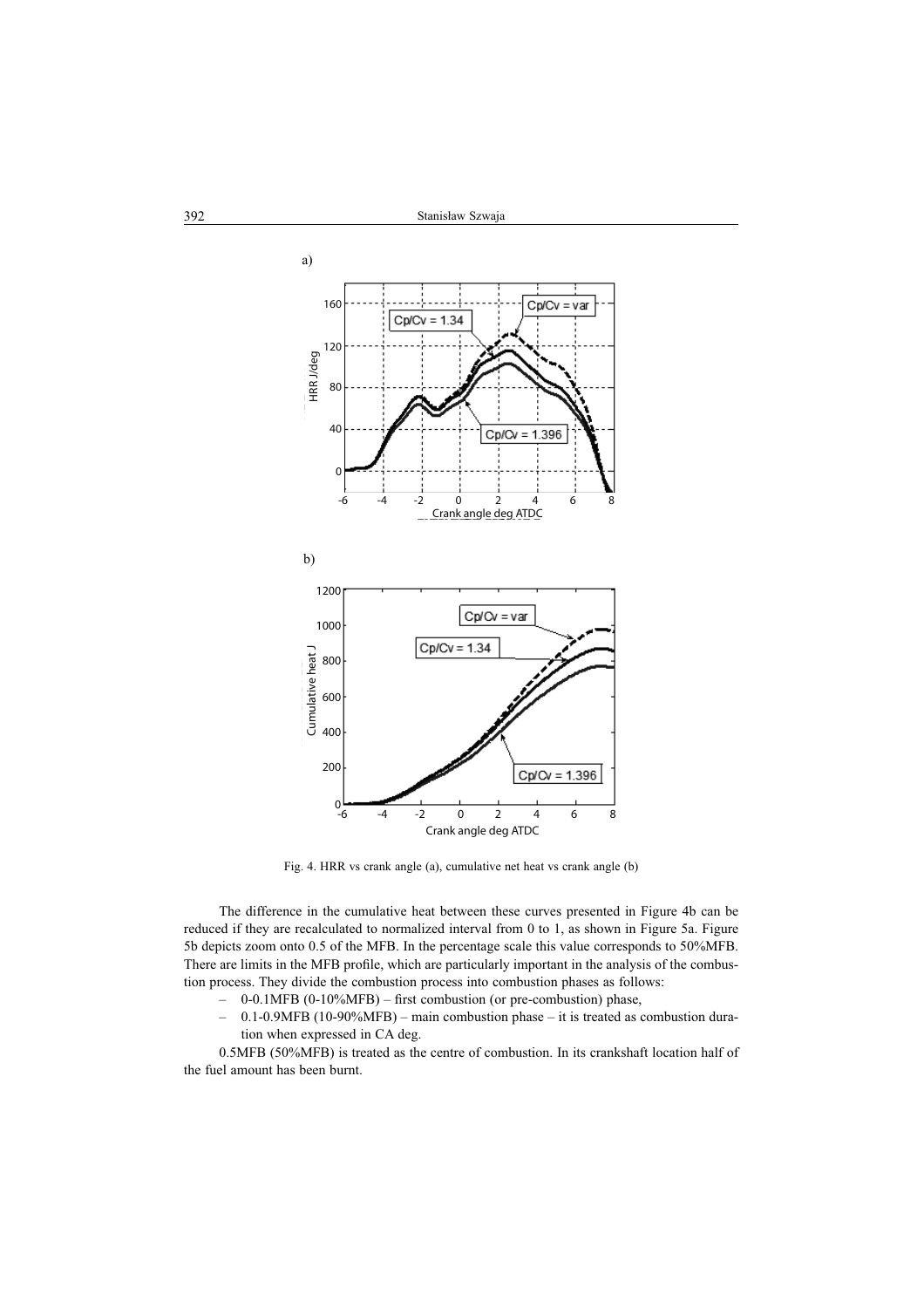a)

b)

Fig. 4. HRR vs crank angle (a), cumulative net heat vs crank angle (b)

The difference in the cumulative heat between these curves presented in Figure 4b can be reduced if they are recalculated to normalized interval from 0 to 1, as shown in Figure 5a. Figure 5b depicts zoom onto 0.5 of the MFB. In the percentage scale this value corresponds to 50%MFB. There are limits in the MFB profile, which are particularly important in the analysis of the combustion process. They divide the combustion process into combustion phases as follows:

- 0-0.1MFB (0-10%MFB) – first combustion (or pre-combustion) phase,
- 0.1-0.9MFB (10-90%MFB) – main combustion phase – it is treated as combustion duration when expressed in CA deg.

0.5MFB (50%MFB) is treated as the centre of combustion. In its crankshaft location half of the fuel amount has been burnt.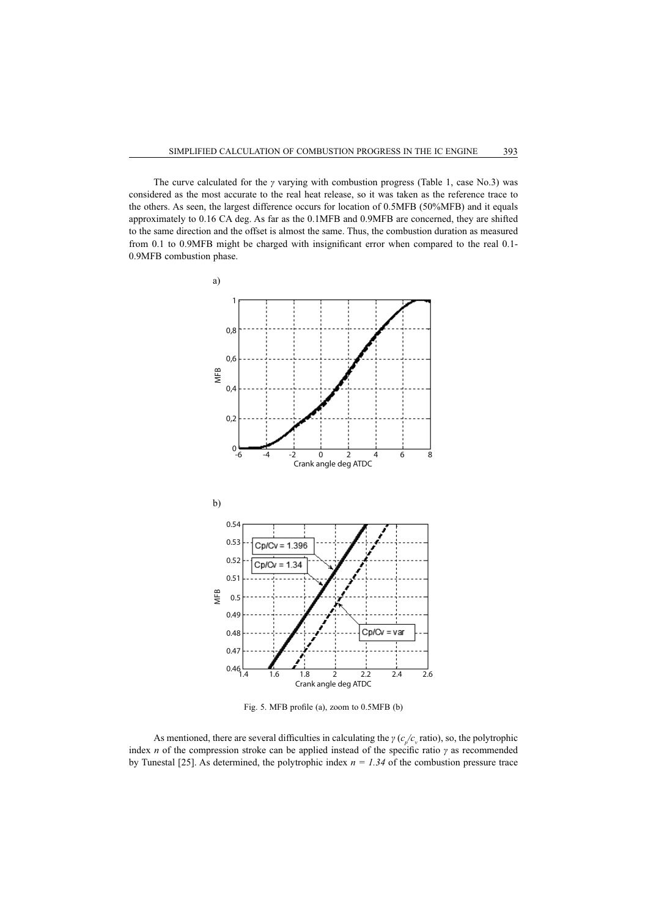The curve calculated for the $\gamma$ varying with combustion progress (Table 1, case No.3) was considered as the most accurate to the real heat release, so it was taken as the reference trace to the others. As seen, the largest difference occurs for location of 0.5MFB (50%MFB) and it equals approximately to 0.16 CA deg. As far as the 0.1MFB and 0.9MFB are concerned, they are shifted to the same direction and the offset is almost the same. Thus, the combustion duration as measured from 0.1 to 0.9MFB might be charged with insignificant error when compared to the real 0.1-0.9MFB combustion phase.

Fig. 5. MFB profile (a), zoom to 0.5MFB (b)

As mentioned, there are several difficulties in calculating the $\gamma$ ($c_p/c_v$ ratio), so, the polytrophic index $n$ of the compression stroke can be applied instead of the specific ratio $\gamma$ as recommended by Tunestal [25]. As determined, the polytrophic index $n = 1.34$ of the combustion pressure trace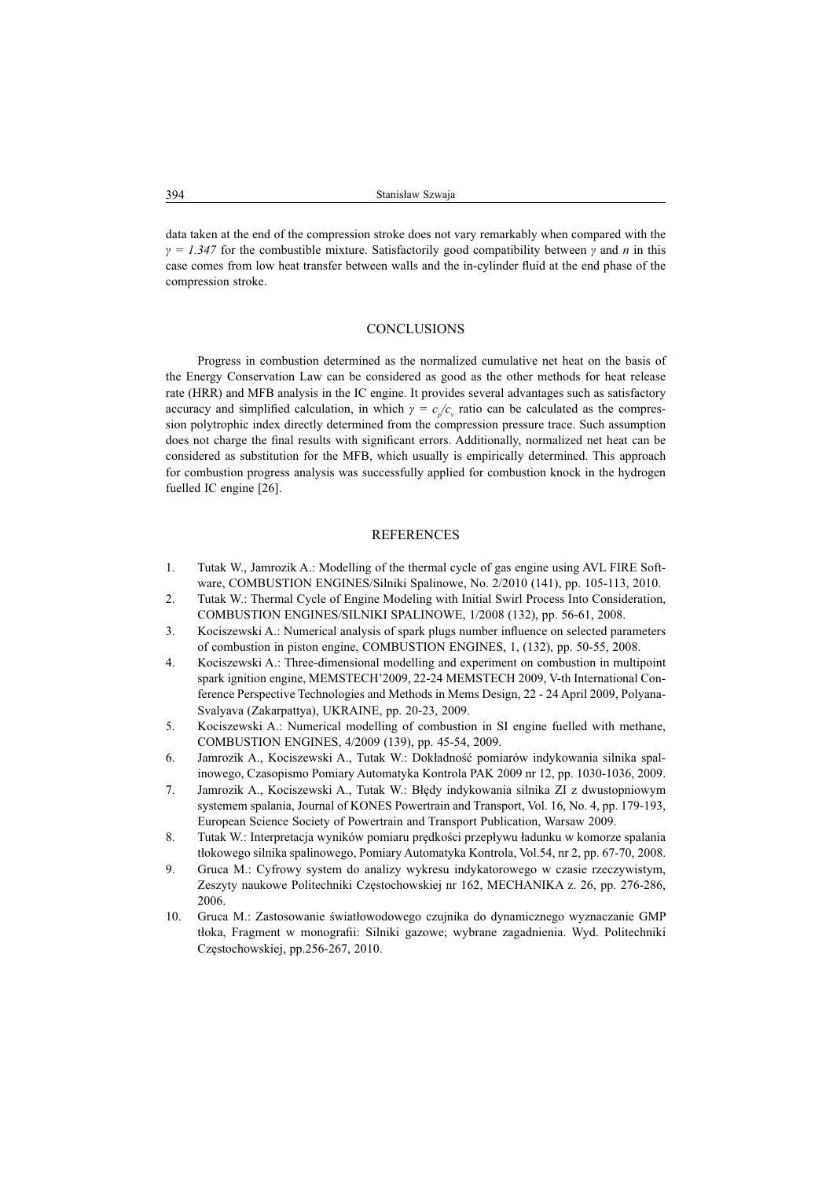data taken at the end of the compression stroke does not vary remarkably when compared with the $\gamma = 1.347$ for the combustible mixture. Satisfactorily good compatibility between $\gamma$ and $n$ in this case comes from low heat transfer between walls and the in-cylinder fluid at the end phase of the compression stroke.

## CONCLUSIONS

Progress in combustion determined as the normalized cumulative net heat on the basis of the Energy Conservation Law can be considered as good as the other methods for heat release rate (HRR) and MFB analysis in the IC engine. It provides several advantages such as satisfactory accuracy and simplified calculation, in which $\gamma = c_p/c_v$ ratio can be calculated as the compression polytrophic index directly determined from the compression pressure trace. Such assumption does not charge the final results with significant errors. Additionally, normalized net heat can be considered as substitution for the MFB, which usually is empirically determined. This approach for combustion progress analysis was successfully applied for combustion knock in the hydrogen fuelled IC engine [26].

## REFERENCES

1. Tutak W., Jamrozik A.: Modelling of the thermal cycle of gas engine using AVL FIRE Software, COMBUSTION ENGINES/Silniki Spalinowe, No. 2/2010 (141), pp. 105-113, 2010.
2. Tutak W.: Thermal Cycle of Engine Modeling with Initial Swirl Process Into Consideration, COMBUSTION ENGINES/SILNIKI SPALINOWE, 1/2008 (132), pp. 56-61, 2008.
3. Kociszewski A.: Numerical analysis of spark plugs number influence on selected parameters of combustion in piston engine, COMBUSTION ENGINES, 1, (132), pp. 50-55, 2008.
4. Kociszewski A.: Three-dimensional modelling and experiment on combustion in multipoint spark ignition engine, MEMSTECH'2009, 22-24 MEMSTECH 2009, V-th International Conference Perspective Technologies and Methods in Mems Design, 22 - 24 April 2009, Polyana-Svalyava (Zakarpattya), UKRAINE, pp. 20-23, 2009.
5. Kociszewski A.: Numerical modelling of combustion in SI engine fuelled with methane, COMBUSTION ENGINES, 4/2009 (139), pp. 45-54, 2009.
6. Jamrozik A., Kociszewski A., Tutak W.: Dokładność pomiarów indykowania silnika spalinowego, Czasopismo Pomiary Automatyka Kontrola PAK 2009 nr 12, pp. 1030-1036, 2009.
7. Jamrozik A., Kociszewski A., Tutak W.: Błędy indykowania silnika ZI z dwustopniowym systemem spalania, Journal of KONES Powertrain and Transport, Vol. 16, No. 4, pp. 179-193, European Science Society of Powertrain and Transport Publication, Warsaw 2009.
8. Tutak W.: Interpretacja wyników pomiaru prędkości przepływu ładunku w komorze spalania tłokowego silnika spalinowego, Pomiary Automatyka Kontrola, Vol.54, nr 2, pp. 67-70, 2008.
9. Gruca M.: Cyfrowy system do analizy wykresu indykatorowego w czasie rzeczywistym, Zeszyty naukowe Politechniki Częstochowskiej nr 162, MECHANIKA z. 26, pp. 276-286, 2006.
10. Gruca M.: Zastosowanie światłowodowego czujnika do dynamicznego wyznaczanie GMP tłoka, Fragment w monografii: Silniki gazowe; wybrane zagadnienia. Wyd. Politechniki Częstochowskiej, pp.256-267, 2010.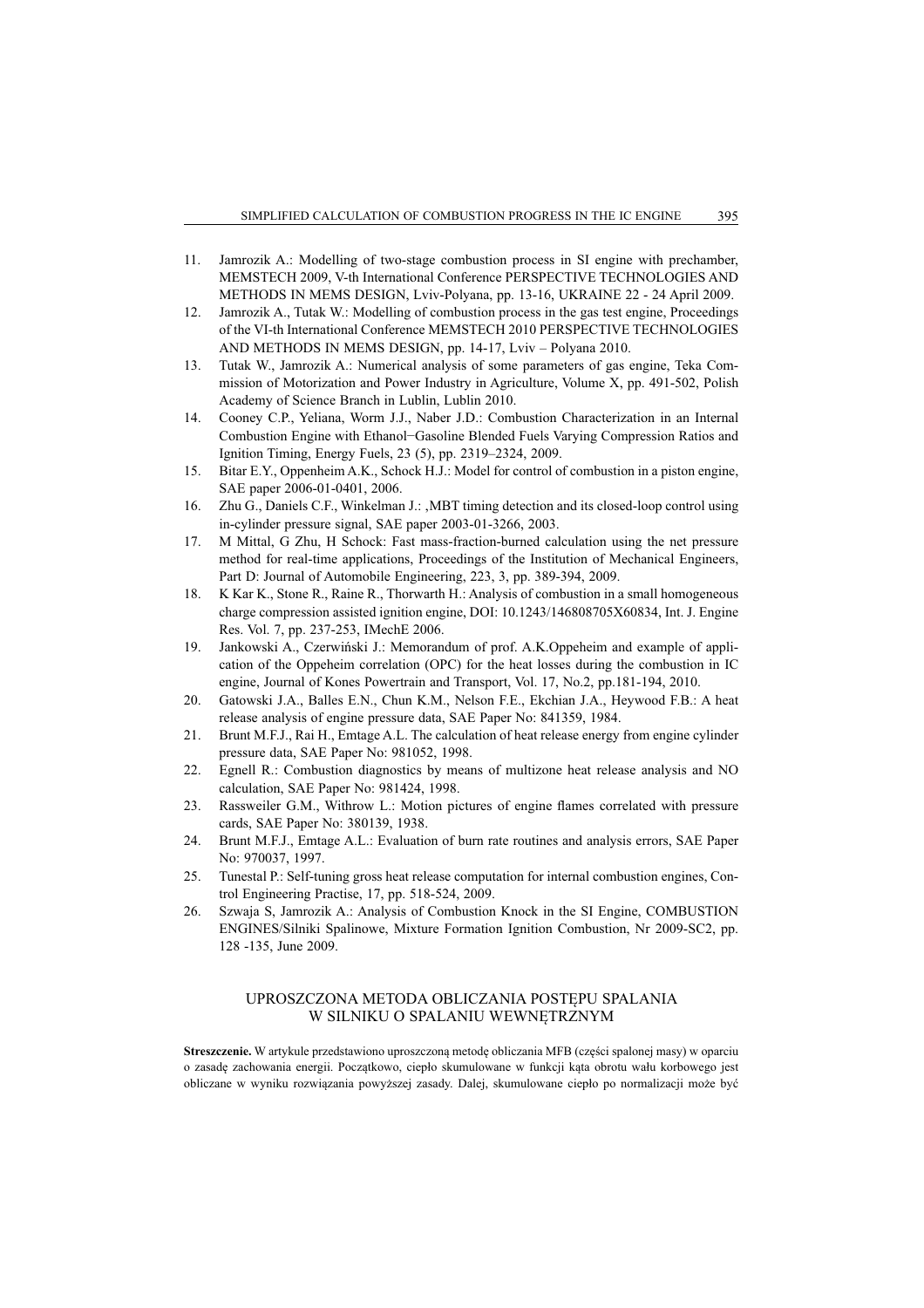11. Jamrozik A.: Modelling of two-stage combustion process in SI engine with prechamber, MEMSTECH 2009, V-th International Conference PERSPECTIVE TECHNOLOGIES AND METHODS IN MEMS DESIGN, Lviv-Polyana, pp. 13-16, UKRAINE 22 - 24 April 2009.
12. Jamrozik A., Tutak W.: Modelling of combustion process in the gas test engine, Proceedings of the VI-th International Conference MEMSTECH 2010 PERSPECTIVE TECHNOLOGIES AND METHODS IN MEMS DESIGN, pp. 14-17, Lviv – Polyana 2010.
13. Tutak W., Jamrozik A.: Numerical analysis of some parameters of gas engine, Teka Commission of Motorization and Power Industry in Agriculture, Volume X, pp. 491-502, Polish Academy of Science Branch in Lublin, Lublin 2010.
14. Cooney C.P., Yeliana, Worm J.J., Naber J.D.: Combustion Characterization in an Internal Combustion Engine with Ethanol−Gasoline Blended Fuels Varying Compression Ratios and Ignition Timing, Energy Fuels, 23 (5), pp. 2319–2324, 2009.
15. Bitar E.Y., Oppenheim A.K., Schock H.J.: Model for control of combustion in a piston engine, SAE paper 2006-01-0401, 2006.
16. Zhu G., Daniels C.F., Winkelman J.: ,MBT timing detection and its closed-loop control using in-cylinder pressure signal, SAE paper 2003-01-3266, 2003.
17. M Mittal, G Zhu, H Schock: Fast mass-fraction-burned calculation using the net pressure method for real-time applications, Proceedings of the Institution of Mechanical Engineers, Part D: Journal of Automobile Engineering, 223, 3, pp. 389-394, 2009.
18. K Kar K., Stone R., Raine R., Thorwarth H.: Analysis of combustion in a small homogeneous charge compression assisted ignition engine, DOI: 10.1243/146808705X60834, Int. J. Engine Res. Vol. 7, pp. 237-253, IMechE 2006.
19. Jankowski A., Czerwiński J.: Memorandum of prof. A.K.Oppeheim and example of application of the Oppeheim correlation (OPC) for the heat losses during the combustion in IC engine, Journal of Kones Powertrain and Transport, Vol. 17, No.2, pp.181-194, 2010.
20. Gatowski J.A., Balles E.N., Chun K.M., Nelson F.E., Ekchian J.A., Heywood F.B.: A heat release analysis of engine pressure data, SAE Paper No: 841359, 1984.
21. Brunt M.F.J., Rai H., Emtage A.L. The calculation of heat release energy from engine cylinder pressure data, SAE Paper No: 981052, 1998.
22. Egnell R.: Combustion diagnostics by means of multizone heat release analysis and NO calculation, SAE Paper No: 981424, 1998.
23. Rassweiler G.M., Withrow L.: Motion pictures of engine flames correlated with pressure cards, SAE Paper No: 380139, 1938.
24. Brunt M.F.J., Emtage A.L.: Evaluation of burn rate routines and analysis errors, SAE Paper No: 970037, 1997.
25. Tunestal P.: Self-tuning gross heat release computation for internal combustion engines, Control Engineering Practise, 17, pp. 518-524, 2009.
26. Szwaja S, Jamrozik A.: Analysis of Combustion Knock in the SI Engine, COMBUSTION ENGINES/Silniki Spalinowe, Mixture Formation Ignition Combustion, Nr 2009-SC2, pp. 128 -135, June 2009.

## UPROSZCZONA METODA OBLICZANIA POSTĘPU SPALANIA W SILNIKU O SPALANIU WEWNĘTRZNYM

**Streszczenie.** W artykule przedstawiono uproszczoną metodę obliczania MFB (części spalonej masy) w oparciu o zasadę zachowania energii. Początkowo, ciepło skumulowane w funkcji kąta obrotu wału korbowego jest obliczane w wyniku rozwiązania powyższej zasady. Dalej, skumulowane ciepło po normalizacji może być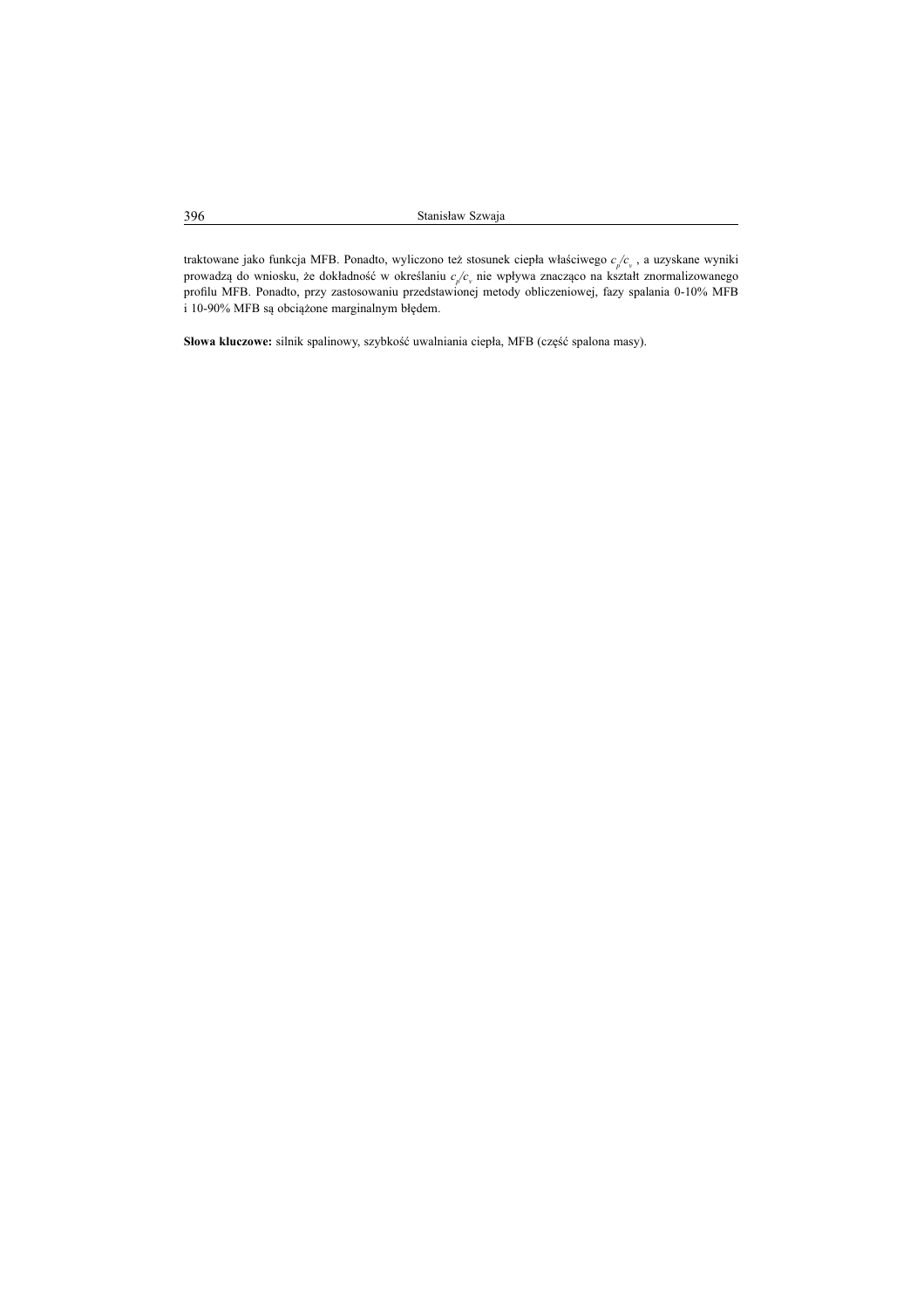traktowane jako funkcja MFB. Ponadto, wyliczono też stosunek ciepła właściwego $c_p/c_v$ , a uzyskane wyniki prowadzą do wniosku, że dokładność w określaniu $c_p/c_v$ nie wpływa znacząco na kształt znormalizowanego profilu MFB. Ponadto, przy zastosowaniu przedstawionej metody obliczeniowej, fazy spalania 0-10% MFB i 10-90% MFB są obciążone marginalnym błędem.

**Słowa kluczowe:** silnik spalinowy, szybkość uwalniania ciepła, MFB (część spalona masy).